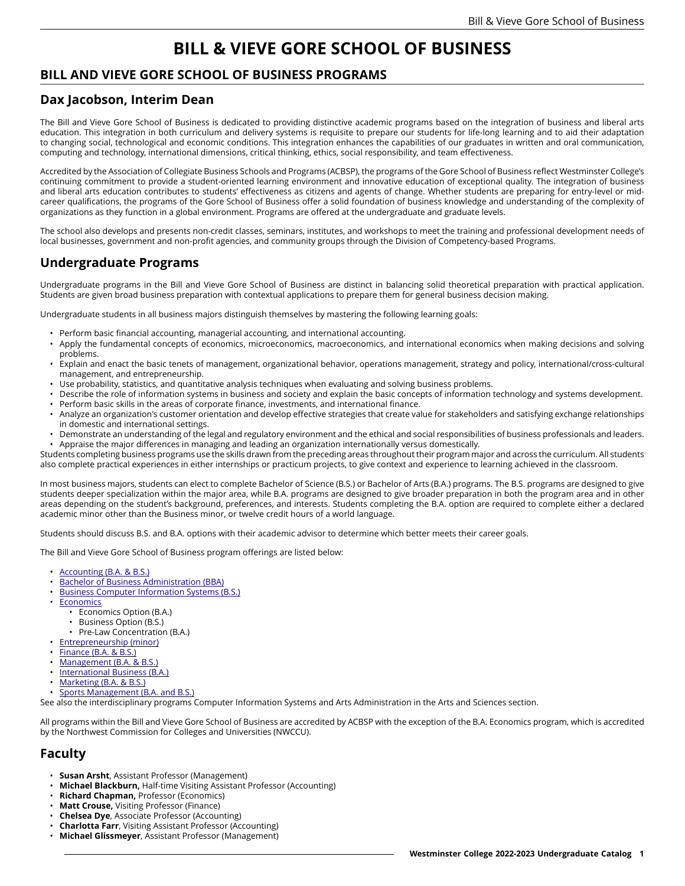# BILL & VIEVE GORE SCHOOL OF BUSINESS

## BILL AND VIEVE GORE SCHOOL OF BUSINESS PROGRAMS

### Dax Jacobson, Interim Dean

The Bill and Vieve Gore School of Business is dedicated to providing distinctive academic programs based on the integration of business and liberal arts education. This integration in both curriculum and delivery systems is requisite to prepare our students for life-long learning and to aid their adaptation to changing social, technological and economic conditions. This integration enhances the capabilities of our graduates in written and oral communication, computing and technology, international dimensions, critical thinking, ethics, social responsibility, and team effectiveness.

Accredited by the Association of Collegiate Business Schools and Programs (ACBSP), the programs of the Gore School of Business reflect Westminster College's continuing commitment to provide a student-oriented learning environment and innovative education of exceptional quality. The integration of business and liberal arts education contributes to students' effectiveness as citizens and agents of change. Whether students are preparing for entry-level or mid-career qualifications, the programs of the Gore School of Business offer a solid foundation of business knowledge and understanding of the complexity of organizations as they function in a global environment. Programs are offered at the undergraduate and graduate levels.

The school also develops and presents non-credit classes, seminars, institutes, and workshops to meet the training and professional development needs of local businesses, government and non-profit agencies, and community groups through the Division of Competency-based Programs.

### Undergraduate Programs

Undergraduate programs in the Bill and Vieve Gore School of Business are distinct in balancing solid theoretical preparation with practical application. Students are given broad business preparation with contextual applications to prepare them for general business decision making.

Undergraduate students in all business majors distinguish themselves by mastering the following learning goals:

- Perform basic financial accounting, managerial accounting, and international accounting.
- Apply the fundamental concepts of economics, microeconomics, macroeconomics, and international economics when making decisions and solving problems.
- Explain and enact the basic tenets of management, organizational behavior, operations management, strategy and policy, international/cross-cultural management, and entrepreneurship.
- Use probability, statistics, and quantitative analysis techniques when evaluating and solving business problems.
- Describe the role of information systems in business and society and explain the basic concepts of information technology and systems development.
- Perform basic skills in the areas of corporate finance, investments, and international finance.
- Analyze an organization's customer orientation and develop effective strategies that create value for stakeholders and satisfying exchange relationships in domestic and international settings.
- Demonstrate an understanding of the legal and regulatory environment and the ethical and social responsibilities of business professionals and leaders.
- Appraise the major differences in managing and leading an organization internationally versus domestically.

Students completing business programs use the skills drawn from the preceding areas throughout their program major and across the curriculum. All students also complete practical experiences in either internships or practicum projects, to give context and experience to learning achieved in the classroom.

In most business majors, students can elect to complete Bachelor of Science (B.S.) or Bachelor of Arts (B.A.) programs. The B.S. programs are designed to give students deeper specialization within the major area, while B.A. programs are designed to give broader preparation in both the program area and in other areas depending on the student's background, preferences, and interests. Students completing the B.A. option are required to complete either a declared academic minor other than the Business minor, or twelve credit hours of a world language.

Students should discuss B.S. and B.A. options with their academic advisor to determine which better meets their career goals.

The Bill and Vieve Gore School of Business program offerings are listed below:

- Accounting (B.A. & B.S.)
- Bachelor of Business Administration (BBA)
- Business Computer Information Systems (B.S.)
- Economics
  - Economics Option (B.A.)
  - Business Option (B.S.)
  - Pre-Law Concentration (B.A.)
- Entrepreneurship (minor)
- Finance (B.A. & B.S.)
- Management (B.A. & B.S.)
- International Business (B.A.)
- Marketing (B.A. & B.S.)
- Sports Management (B.A. and B.S.)

See also the interdisciplinary programs Computer Information Systems and Arts Administration in the Arts and Sciences section.

All programs within the Bill and Vieve Gore School of Business are accredited by ACBSP with the exception of the B.A. Economics program, which is accredited by the Northwest Commission for Colleges and Universities (NWCCU).

### Faculty

- **Susan Arsht**, Assistant Professor (Management)
- **Michael Blackburn,** Half-time Visiting Assistant Professor (Accounting)
- **Richard Chapman,** Professor (Economics)
- **Matt Crouse,** Visiting Professor (Finance)
- **Chelsea Dye**, Associate Professor (Accounting)
- **Charlotta Farr**, Visiting Assistant Professor (Accounting)
- **Michael Glissmeyer**, Assistant Professor (Management)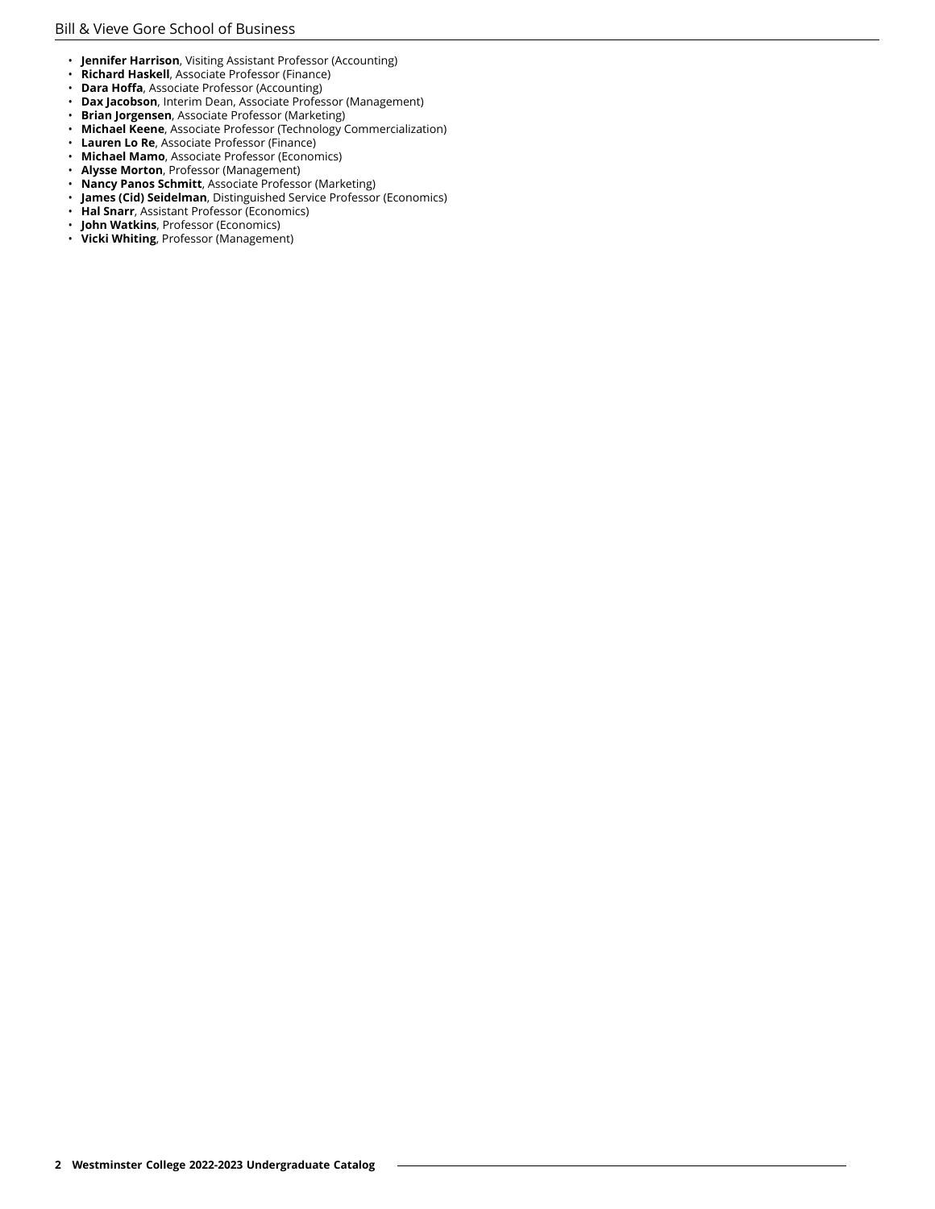- **Jennifer Harrison**, Visiting Assistant Professor (Accounting)
- **Richard Haskell**, Associate Professor (Finance)
- **Dara Hoffa**, Associate Professor (Accounting)
- **Dax Jacobson**, Interim Dean, Associate Professor (Management)
- **Brian Jorgensen**, Associate Professor (Marketing)
- **Michael Keene**, Associate Professor (Technology Commercialization)
- **Lauren Lo Re**, Associate Professor (Finance)
- **Michael Mamo**, Associate Professor (Economics)
- **Alysse Morton**, Professor (Management)
- **Nancy Panos Schmitt**, Associate Professor (Marketing)
- **James (Cid) Seidelman**, Distinguished Service Professor (Economics)
- **Hal Snarr**, Assistant Professor (Economics)
- **John Watkins**, Professor (Economics)
- **Vicki Whiting**, Professor (Management)